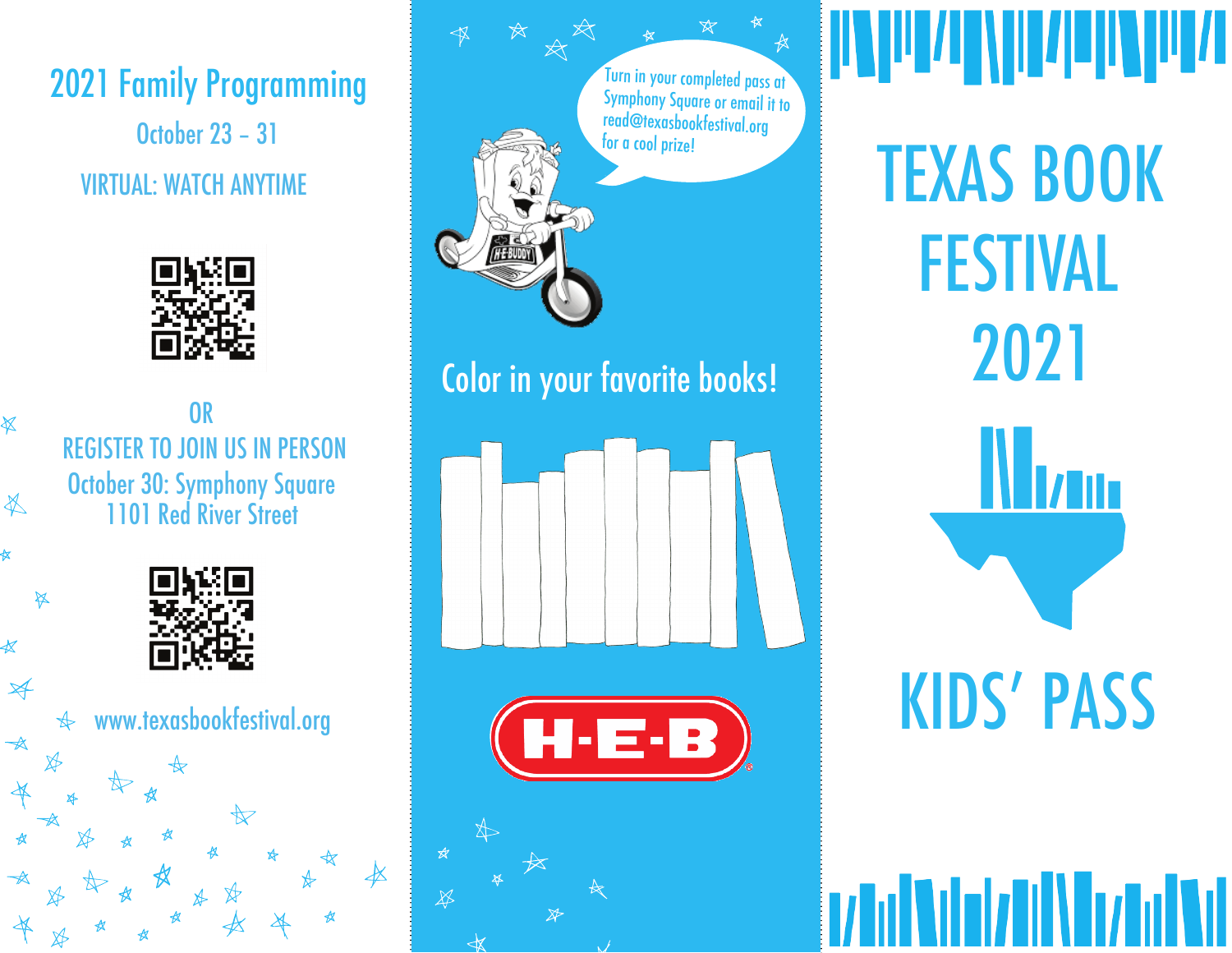## 2021 Family Programming

October 23 – 31

VIRTUAL: WATCH ANYTIME

OR

REGISTER TO JOIN US IN PERSON

October 30: Symphony Square
1101 Red River Street

www.texasbookfestival.org

Turn in your completed pass at Symphony Square or email it to read@texasbookfestival.org for a cool prize!

Color in your favorite books!

H-E-B

# TEXAS BOOK FESTIVAL 2021

# KIDS' PASS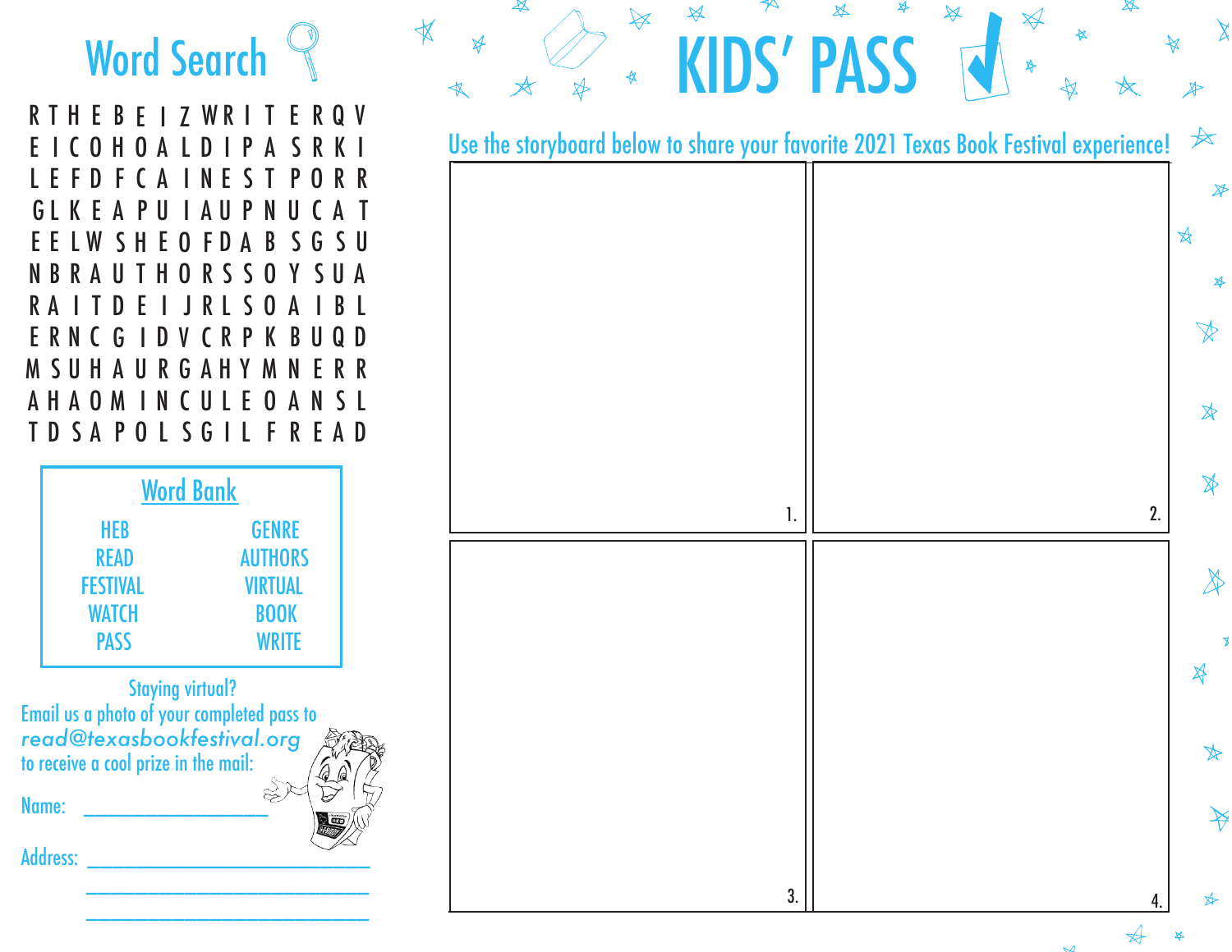# Word Search

```
R T H E B E I Z W R I T E R Q V
E I C O H O A L D I P A S R K I
L E F D F C A I N E S T P O R R
G L K E A P U I A U P N U C A T
E E L W S H E O F D A B S G S U
N B R A U T H O R S S O Y S U A
R A I T D E I J R L S O A I B L
E R N C G I D V C R P K B U Q D
M S U H A U R G A H Y M N E R R
A H A O M I N C U L E O A N S L
T D S A P O L S G I L F R E A D
```

## Word Bank

| | |
|---|---|
| HEB | GENRE |
| READ | AUTHORS |
| FESTIVAL | VIRTUAL |
| WATCH | BOOK |
| PASS | WRITE |

Staying virtual?

Email us a photo of your completed pass to *read@texasbookfestival.org* to receive a cool prize in the mail:

Name: ___________________

Address: ___________________________

___________________________

___________________________

# KIDS' PASS

Use the storyboard below to share your favorite 2021 Texas Book Festival experience!

1.

2.

3.

4.